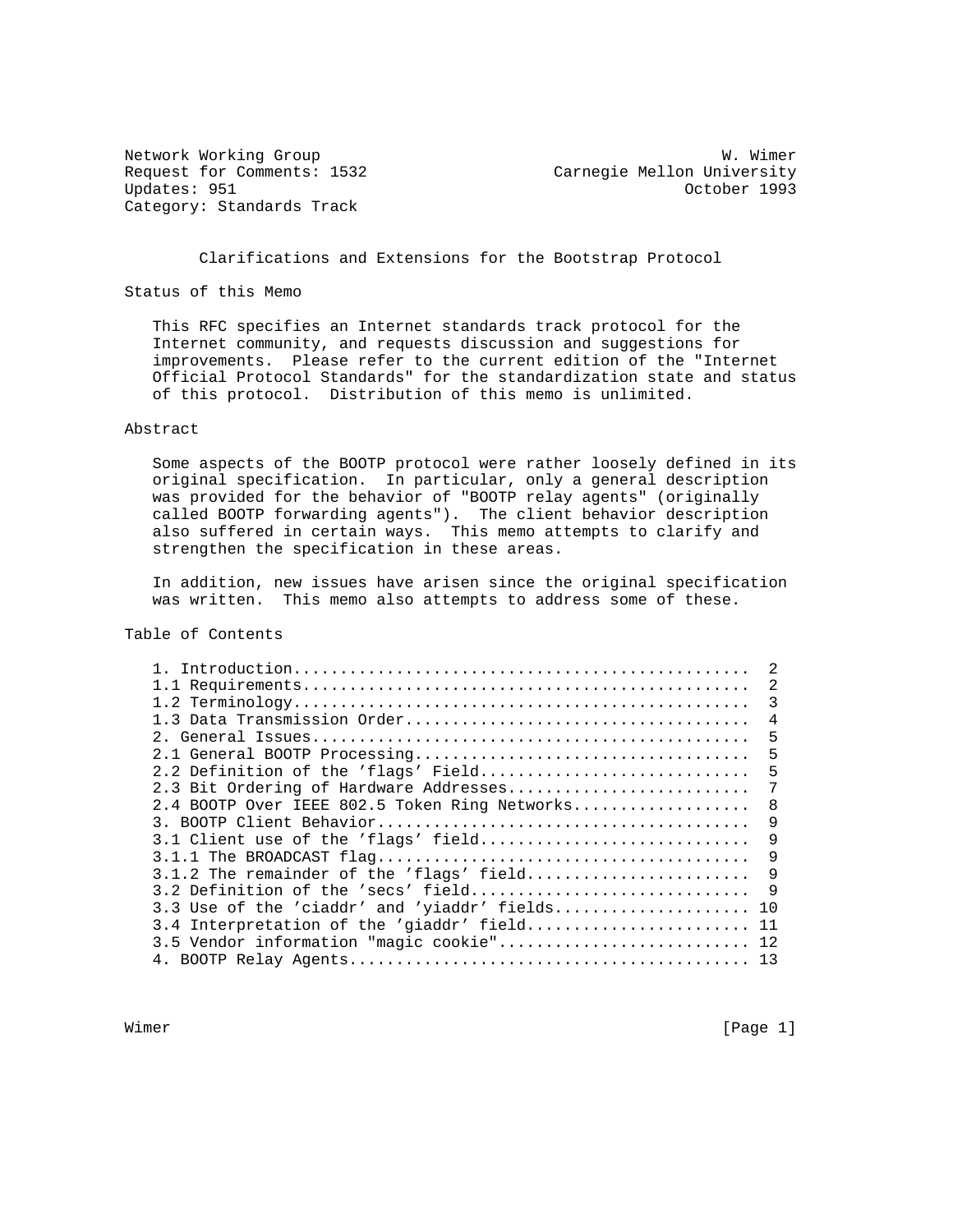Network Working Group W. Wimer
Request for Comments: 1532 Carnegie Mellon University
Updates: 951 October 1993
Category: Standards Track

# Clarifications and Extensions for the Bootstrap Protocol

## Status of this Memo

This RFC specifies an Internet standards track protocol for the Internet community, and requests discussion and suggestions for improvements. Please refer to the current edition of the "Internet Official Protocol Standards" for the standardization state and status of this protocol. Distribution of this memo is unlimited.

## Abstract

Some aspects of the BOOTP protocol were rather loosely defined in its original specification. In particular, only a general description was provided for the behavior of "BOOTP relay agents" (originally called BOOTP forwarding agents"). The client behavior description also suffered in certain ways. This memo attempts to clarify and strengthen the specification in these areas.

In addition, new issues have arisen since the original specification was written. This memo also attempts to address some of these.

## Table of Contents

```
1. Introduction................................................  2
1.1 Requirements...............................................  2
1.2 Terminology................................................  3
1.3 Data Transmission Order....................................  4
2. General Issues..............................................  5
2.1 General BOOTP Processing...................................  5
2.2 Definition of the 'flags' Field............................  5
2.3 Bit Ordering of Hardware Addresses.........................  7
2.4 BOOTP Over IEEE 802.5 Token Ring Networks..................  8
3. BOOTP Client Behavior.......................................  9
3.1 Client use of the 'flags' field............................  9
3.1.1 The BROADCAST flag.......................................  9
3.1.2 The remainder of the 'flags' field.......................  9
3.2 Definition of the 'secs' field.............................  9
3.3 Use of the 'ciaddr' and 'yiaddr' fields.................... 10
3.4 Interpretation of the 'giaddr' field....................... 11
3.5 Vendor information "magic cookie".......................... 12
4. BOOTP Relay Agents.......................................... 13
```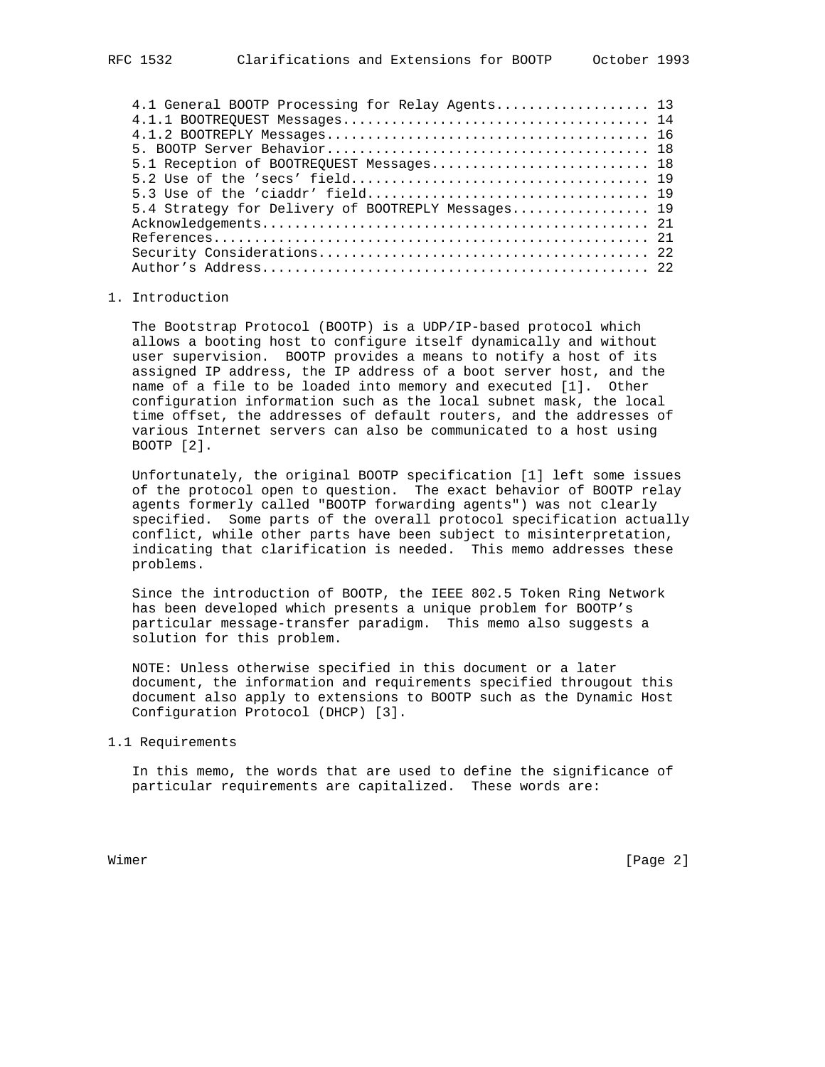4.1 General BOOTP Processing for Relay Agents.................. 13
4.1.1 BOOTREQUEST Messages..................................... 14
4.1.2 BOOTREPLY Messages....................................... 16
5. BOOTP Server Behavior....................................... 18
5.1 Reception of BOOTREQUEST Messages.......................... 18
5.2 Use of the 'secs' field.................................... 19
5.3 Use of the 'ciaddr' field.................................. 19
5.4 Strategy for Delivery of BOOTREPLY Messages................ 19
Acknowledgements............................................... 21
References..................................................... 21
Security Considerations........................................ 22
Author's Address............................................... 22

## 1. Introduction

The Bootstrap Protocol (BOOTP) is a UDP/IP-based protocol which allows a booting host to configure itself dynamically and without user supervision. BOOTP provides a means to notify a host of its assigned IP address, the IP address of a boot server host, and the name of a file to be loaded into memory and executed [1]. Other configuration information such as the local subnet mask, the local time offset, the addresses of default routers, and the addresses of various Internet servers can also be communicated to a host using BOOTP [2].

Unfortunately, the original BOOTP specification [1] left some issues of the protocol open to question. The exact behavior of BOOTP relay agents formerly called "BOOTP forwarding agents") was not clearly specified. Some parts of the overall protocol specification actually conflict, while other parts have been subject to misinterpretation, indicating that clarification is needed. This memo addresses these problems.

Since the introduction of BOOTP, the IEEE 802.5 Token Ring Network has been developed which presents a unique problem for BOOTP's particular message-transfer paradigm. This memo also suggests a solution for this problem.

NOTE: Unless otherwise specified in this document or a later document, the information and requirements specified througout this document also apply to extensions to BOOTP such as the Dynamic Host Configuration Protocol (DHCP) [3].

### 1.1 Requirements

In this memo, the words that are used to define the significance of particular requirements are capitalized. These words are: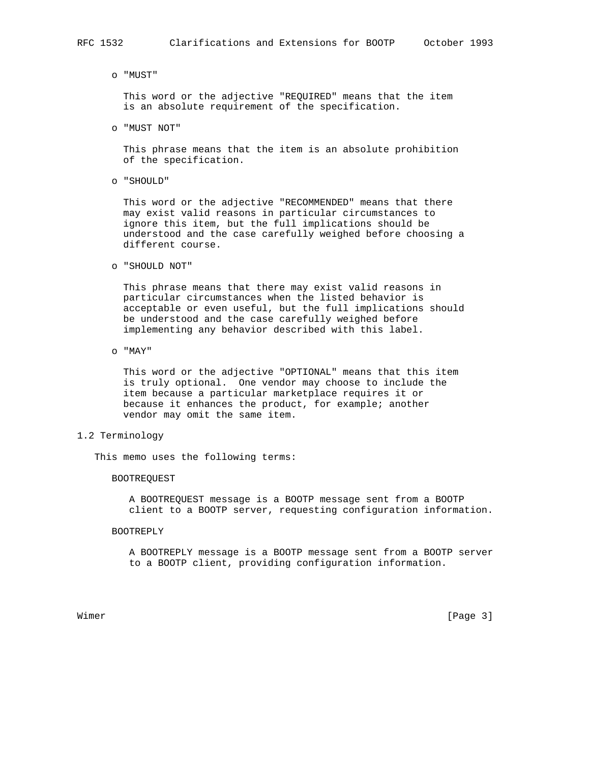- "MUST"

  This word or the adjective "REQUIRED" means that the item is an absolute requirement of the specification.

- "MUST NOT"

  This phrase means that the item is an absolute prohibition of the specification.

- "SHOULD"

  This word or the adjective "RECOMMENDED" means that there may exist valid reasons in particular circumstances to ignore this item, but the full implications should be understood and the case carefully weighed before choosing a different course.

- "SHOULD NOT"

  This phrase means that there may exist valid reasons in particular circumstances when the listed behavior is acceptable or even useful, but the full implications should be understood and the case carefully weighed before implementing any behavior described with this label.

- "MAY"

  This word or the adjective "OPTIONAL" means that this item is truly optional. One vendor may choose to include the item because a particular marketplace requires it or because it enhances the product, for example; another vendor may omit the same item.

## 1.2 Terminology

This memo uses the following terms:

BOOTREQUEST

A BOOTREQUEST message is a BOOTP message sent from a BOOTP client to a BOOTP server, requesting configuration information.

BOOTREPLY

A BOOTREPLY message is a BOOTP message sent from a BOOTP server to a BOOTP client, providing configuration information.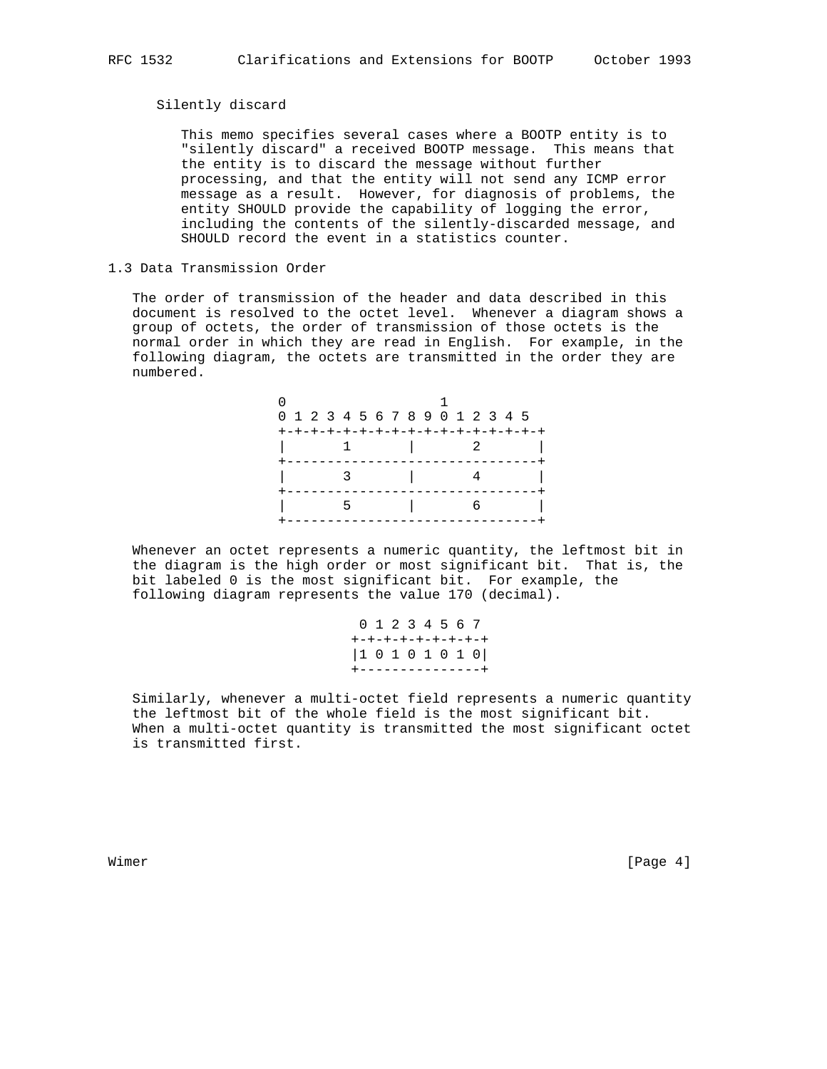Silently discard

This memo specifies several cases where a BOOTP entity is to "silently discard" a received BOOTP message. This means that the entity is to discard the message without further processing, and that the entity will not send any ICMP error message as a result. However, for diagnosis of problems, the entity SHOULD provide the capability of logging the error, including the contents of the silently-discarded message, and SHOULD record the event in a statistics counter.

### 1.3 Data Transmission Order

The order of transmission of the header and data described in this document is resolved to the octet level. Whenever a diagram shows a group of octets, the order of transmission of those octets is the normal order in which they are read in English. For example, in the following diagram, the octets are transmitted in the order they are numbered.

```
 0                   1
 0 1 2 3 4 5 6 7 8 9 0 1 2 3 4 5
+-+-+-+-+-+-+-+-+-+-+-+-+-+-+-+-+
|       1       |       2       |
+-------------------------------+
|       3       |       4       |
+-------------------------------+
|       5       |       6       |
+-------------------------------+
```

Whenever an octet represents a numeric quantity, the leftmost bit in the diagram is the high order or most significant bit. That is, the bit labeled 0 is the most significant bit. For example, the following diagram represents the value 170 (decimal).

```
 0 1 2 3 4 5 6 7
+-+-+-+-+-+-+-+-+
|1 0 1 0 1 0 1 0|
+---------------+
```

Similarly, whenever a multi-octet field represents a numeric quantity the leftmost bit of the whole field is the most significant bit. When a multi-octet quantity is transmitted the most significant octet is transmitted first.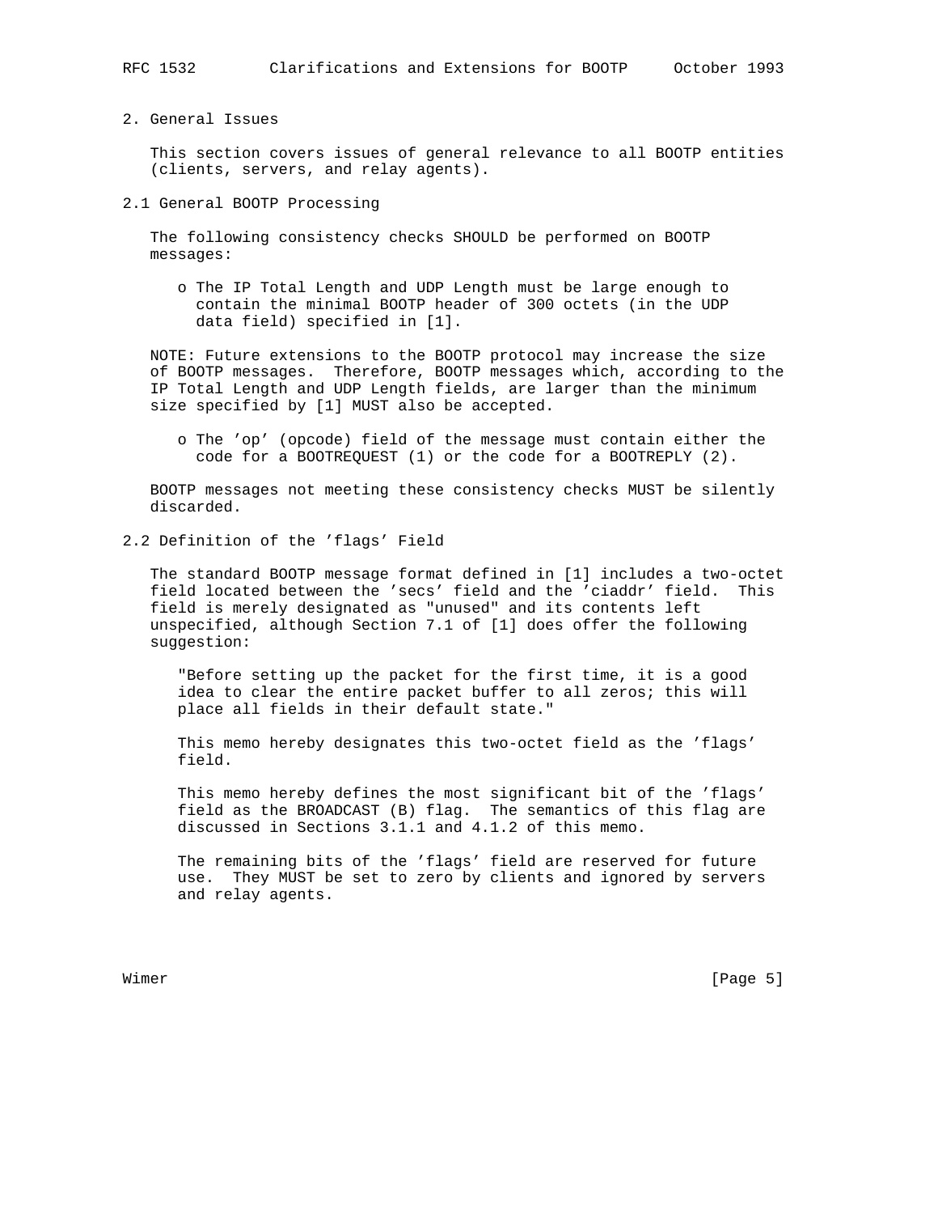## 2. General Issues

This section covers issues of general relevance to all BOOTP entities (clients, servers, and relay agents).

### 2.1 General BOOTP Processing

The following consistency checks SHOULD be performed on BOOTP messages:

- The IP Total Length and UDP Length must be large enough to contain the minimal BOOTP header of 300 octets (in the UDP data field) specified in [1].

NOTE: Future extensions to the BOOTP protocol may increase the size of BOOTP messages. Therefore, BOOTP messages which, according to the IP Total Length and UDP Length fields, are larger than the minimum size specified by [1] MUST also be accepted.

- The 'op' (opcode) field of the message must contain either the code for a BOOTREQUEST (1) or the code for a BOOTREPLY (2).

BOOTP messages not meeting these consistency checks MUST be silently discarded.

### 2.2 Definition of the 'flags' Field

The standard BOOTP message format defined in [1] includes a two-octet field located between the 'secs' field and the 'ciaddr' field. This field is merely designated as "unused" and its contents left unspecified, although Section 7.1 of [1] does offer the following suggestion:

> "Before setting up the packet for the first time, it is a good idea to clear the entire packet buffer to all zeros; this will place all fields in their default state."

This memo hereby designates this two-octet field as the 'flags' field.

This memo hereby defines the most significant bit of the 'flags' field as the BROADCAST (B) flag. The semantics of this flag are discussed in Sections 3.1.1 and 4.1.2 of this memo.

The remaining bits of the 'flags' field are reserved for future use. They MUST be set to zero by clients and ignored by servers and relay agents.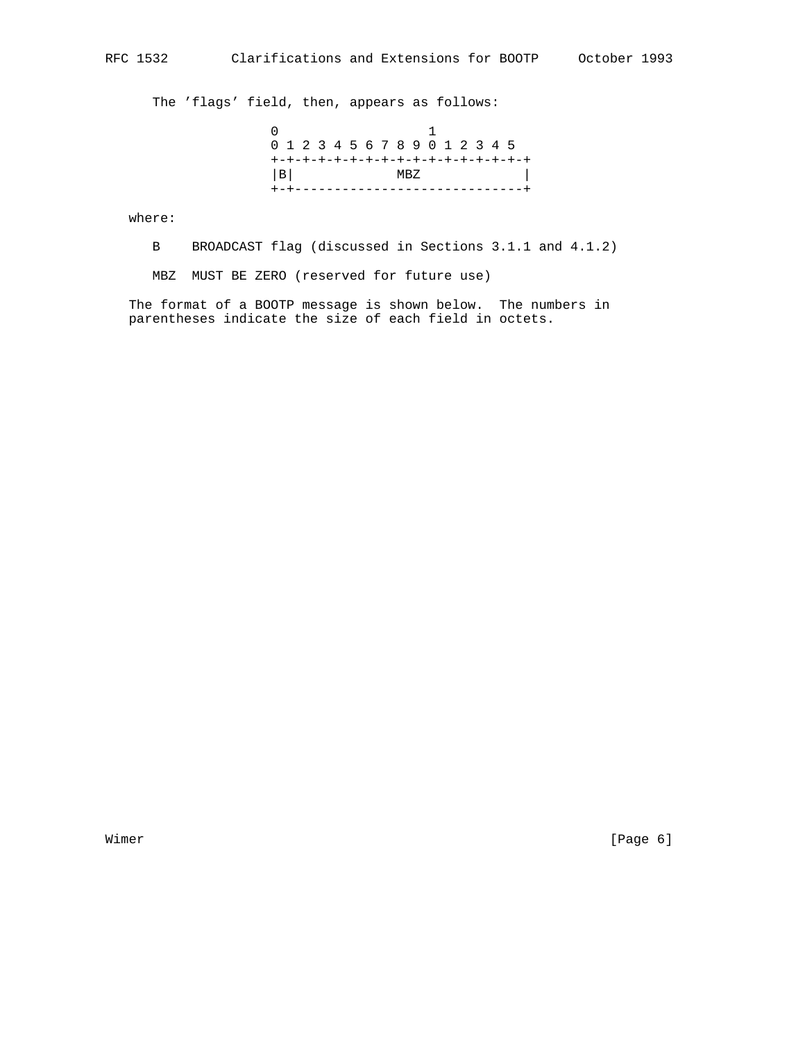The 'flags' field, then, appears as follows:

```
 0                   1
 0 1 2 3 4 5 6 7 8 9 0 1 2 3 4 5
+-+-+-+-+-+-+-+-+-+-+-+-+-+-+-+-+
|B|             MBZ             |
+-+-----------------------------+
```

where:

B    BROADCAST flag (discussed in Sections 3.1.1 and 4.1.2)

MBZ  MUST BE ZERO (reserved for future use)

The format of a BOOTP message is shown below.  The numbers in parentheses indicate the size of each field in octets.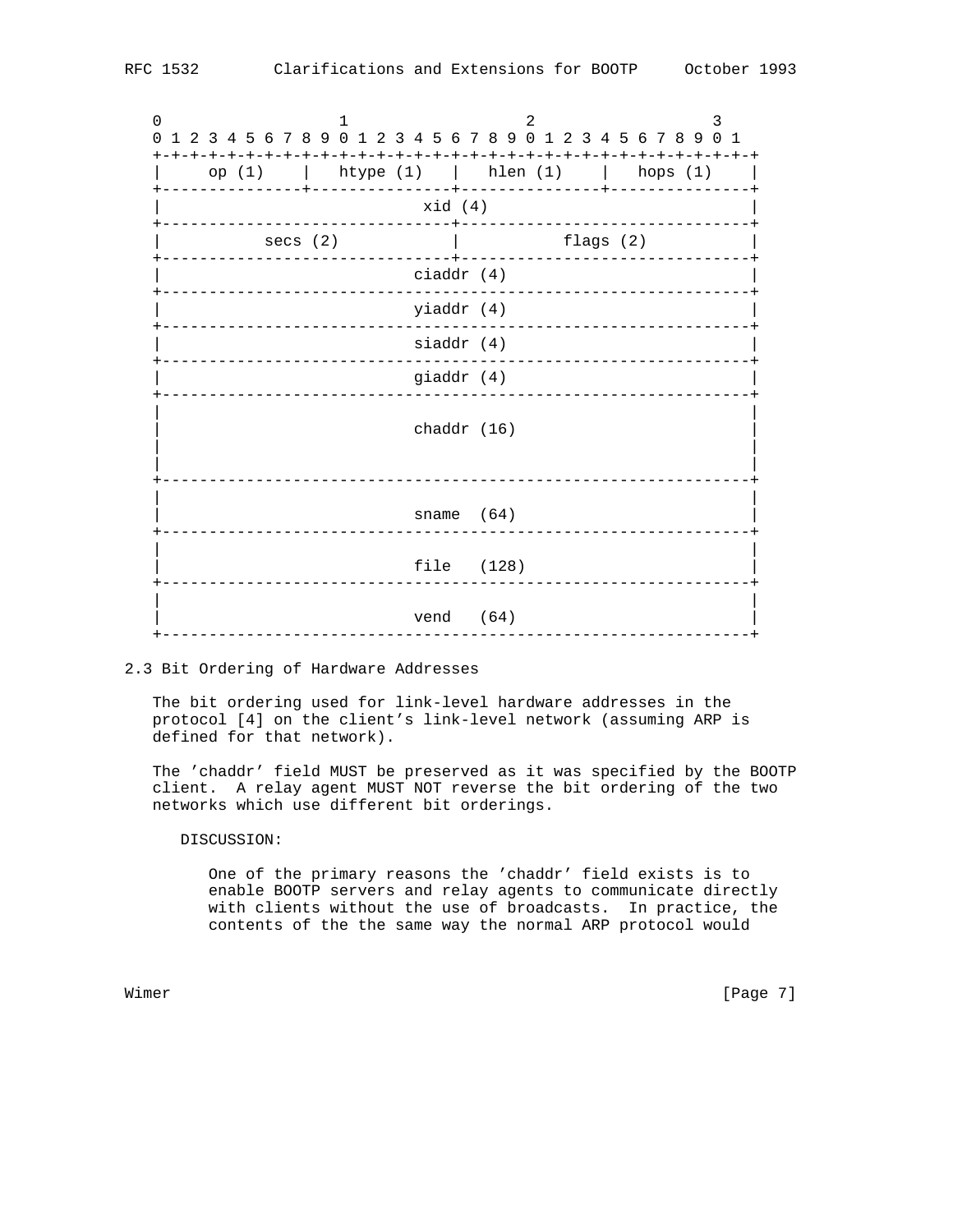```
   0                   1                   2                   3
   0 1 2 3 4 5 6 7 8 9 0 1 2 3 4 5 6 7 8 9 0 1 2 3 4 5 6 7 8 9 0 1
   +-+-+-+-+-+-+-+-+-+-+-+-+-+-+-+-+-+-+-+-+-+-+-+-+-+-+-+-+-+-+-+-+
   |     op (1)    |   htype (1)   |   hlen (1)    |   hops (1)    |
   +---------------+---------------+---------------+---------------+
   |                            xid (4)                            |
   +-------------------------------+-------------------------------+
   |           secs (2)            |           flags (2)           |
   +-------------------------------+-------------------------------+
   |                          ciaddr (4)                           |
   +---------------------------------------------------------------+
   |                          yiaddr (4)                           |
   +---------------------------------------------------------------+
   |                          siaddr (4)                           |
   +---------------------------------------------------------------+
   |                          giaddr (4)                           |
   +---------------------------------------------------------------+
   |                                                               |
   |                          chaddr (16)                          |
   |                                                               |
   |                                                               |
   +---------------------------------------------------------------+
   |                                                               |
   |                          sname  (64)                          |
   +---------------------------------------------------------------+
   |                                                               |
   |                          file   (128)                         |
   +---------------------------------------------------------------+
   |                                                               |
   |                          vend   (64)                          |
   +---------------------------------------------------------------+
```

### 2.3 Bit Ordering of Hardware Addresses

The bit ordering used for link-level hardware addresses in the protocol [4] on the client's link-level network (assuming ARP is defined for that network).

The 'chaddr' field MUST be preserved as it was specified by the BOOTP client. A relay agent MUST NOT reverse the bit ordering of the two networks which use different bit orderings.

DISCUSSION:

One of the primary reasons the 'chaddr' field exists is to enable BOOTP servers and relay agents to communicate directly with clients without the use of broadcasts. In practice, the contents of the the same way the normal ARP protocol would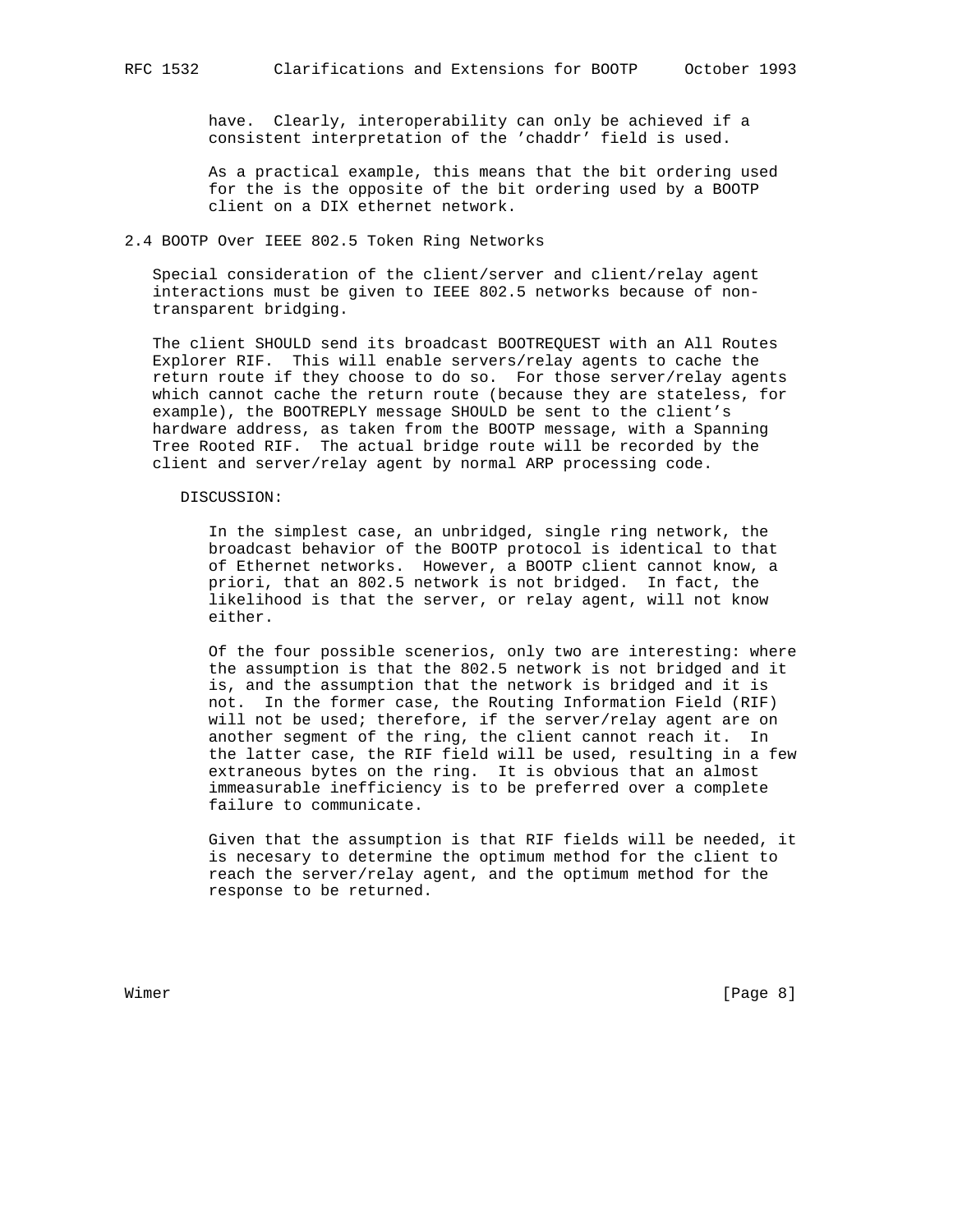have. Clearly, interoperability can only be achieved if a consistent interpretation of the 'chaddr' field is used.

As a practical example, this means that the bit ordering used for the is the opposite of the bit ordering used by a BOOTP client on a DIX ethernet network.

## 2.4 BOOTP Over IEEE 802.5 Token Ring Networks

Special consideration of the client/server and client/relay agent interactions must be given to IEEE 802.5 networks because of non-transparent bridging.

The client SHOULD send its broadcast BOOTREQUEST with an All Routes Explorer RIF. This will enable servers/relay agents to cache the return route if they choose to do so. For those server/relay agents which cannot cache the return route (because they are stateless, for example), the BOOTREPLY message SHOULD be sent to the client's hardware address, as taken from the BOOTP message, with a Spanning Tree Rooted RIF. The actual bridge route will be recorded by the client and server/relay agent by normal ARP processing code.

DISCUSSION:

In the simplest case, an unbridged, single ring network, the broadcast behavior of the BOOTP protocol is identical to that of Ethernet networks. However, a BOOTP client cannot know, a priori, that an 802.5 network is not bridged. In fact, the likelihood is that the server, or relay agent, will not know either.

Of the four possible scenerios, only two are interesting: where the assumption is that the 802.5 network is not bridged and it is, and the assumption that the network is bridged and it is not. In the former case, the Routing Information Field (RIF) will not be used; therefore, if the server/relay agent are on another segment of the ring, the client cannot reach it. In the latter case, the RIF field will be used, resulting in a few extraneous bytes on the ring. It is obvious that an almost immeasurable inefficiency is to be preferred over a complete failure to communicate.

Given that the assumption is that RIF fields will be needed, it is necesary to determine the optimum method for the client to reach the server/relay agent, and the optimum method for the response to be returned.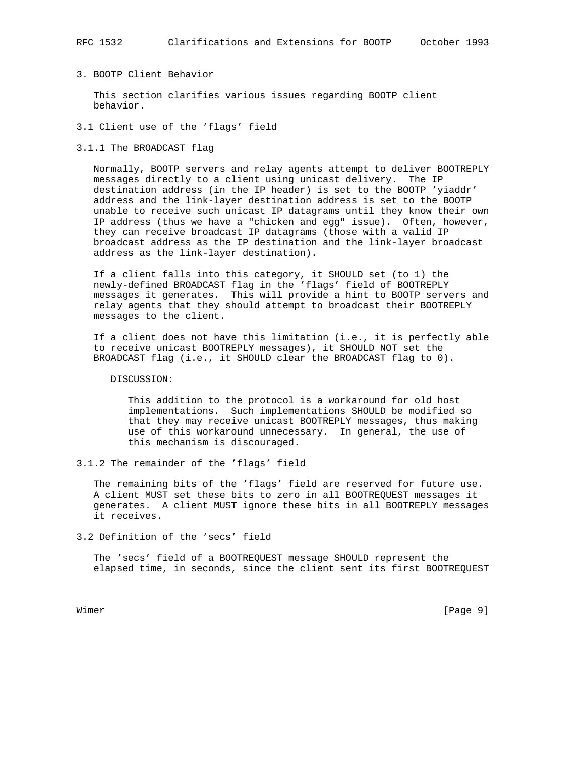## 3. BOOTP Client Behavior

This section clarifies various issues regarding BOOTP client behavior.

### 3.1 Client use of the 'flags' field

#### 3.1.1 The BROADCAST flag

Normally, BOOTP servers and relay agents attempt to deliver BOOTREPLY messages directly to a client using unicast delivery. The IP destination address (in the IP header) is set to the BOOTP 'yiaddr' address and the link-layer destination address is set to the BOOTP unable to receive such unicast IP datagrams until they know their own IP address (thus we have a "chicken and egg" issue). Often, however, they can receive broadcast IP datagrams (those with a valid IP broadcast address as the IP destination and the link-layer broadcast address as the link-layer destination).

If a client falls into this category, it SHOULD set (to 1) the newly-defined BROADCAST flag in the 'flags' field of BOOTREPLY messages it generates. This will provide a hint to BOOTP servers and relay agents that they should attempt to broadcast their BOOTREPLY messages to the client.

If a client does not have this limitation (i.e., it is perfectly able to receive unicast BOOTREPLY messages), it SHOULD NOT set the BROADCAST flag (i.e., it SHOULD clear the BROADCAST flag to 0).

DISCUSSION:

> This addition to the protocol is a workaround for old host implementations. Such implementations SHOULD be modified so that they may receive unicast BOOTREPLY messages, thus making use of this workaround unnecessary. In general, the use of this mechanism is discouraged.

#### 3.1.2 The remainder of the 'flags' field

The remaining bits of the 'flags' field are reserved for future use. A client MUST set these bits to zero in all BOOTREQUEST messages it generates. A client MUST ignore these bits in all BOOTREPLY messages it receives.

### 3.2 Definition of the 'secs' field

The 'secs' field of a BOOTREQUEST message SHOULD represent the elapsed time, in seconds, since the client sent its first BOOTREQUEST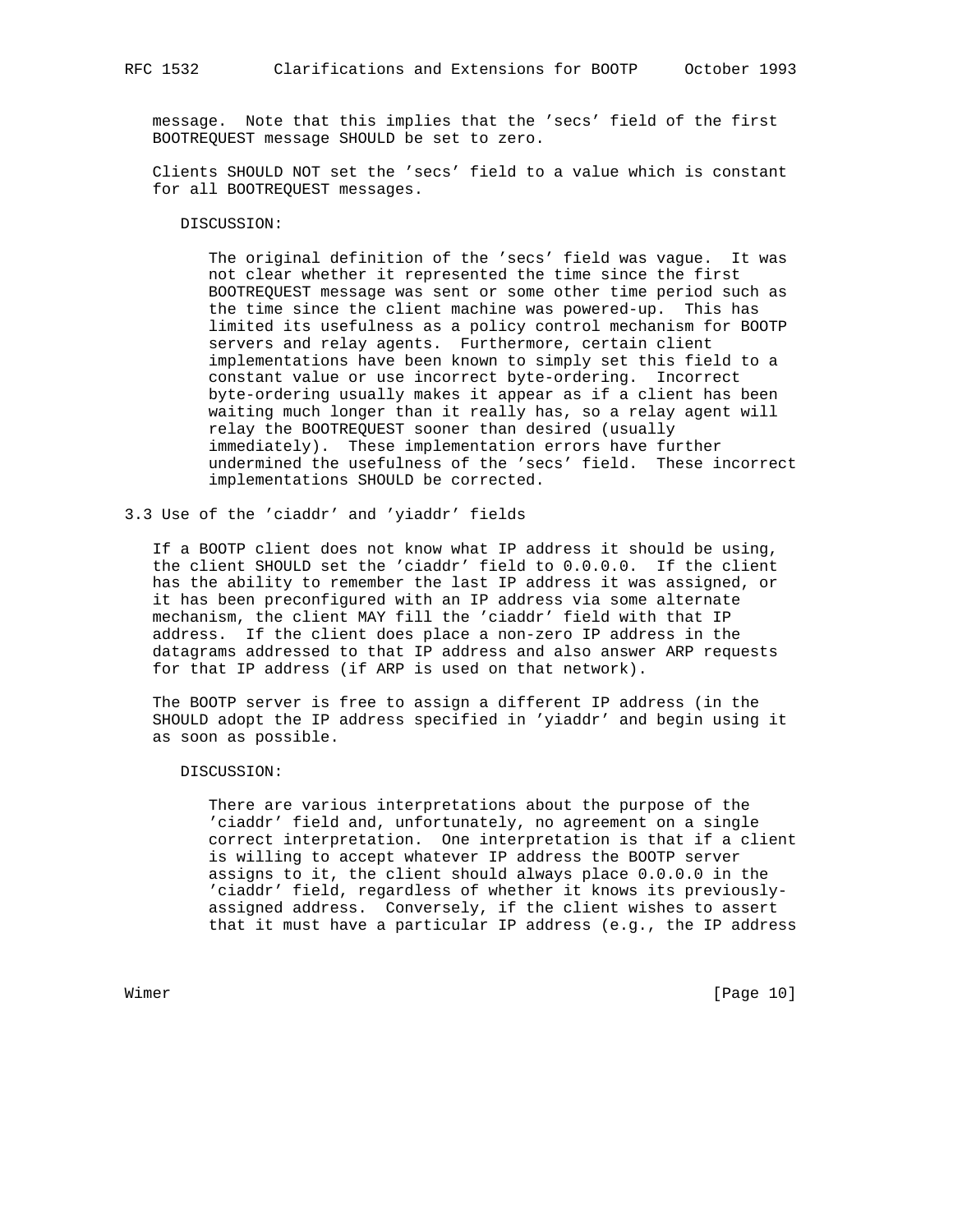message. Note that this implies that the 'secs' field of the first BOOTREQUEST message SHOULD be set to zero.

Clients SHOULD NOT set the 'secs' field to a value which is constant for all BOOTREQUEST messages.

DISCUSSION:

The original definition of the 'secs' field was vague. It was not clear whether it represented the time since the first BOOTREQUEST message was sent or some other time period such as the time since the client machine was powered-up. This has limited its usefulness as a policy control mechanism for BOOTP servers and relay agents. Furthermore, certain client implementations have been known to simply set this field to a constant value or use incorrect byte-ordering. Incorrect byte-ordering usually makes it appear as if a client has been waiting much longer than it really has, so a relay agent will relay the BOOTREQUEST sooner than desired (usually immediately). These implementation errors have further undermined the usefulness of the 'secs' field. These incorrect implementations SHOULD be corrected.

### 3.3 Use of the 'ciaddr' and 'yiaddr' fields

If a BOOTP client does not know what IP address it should be using, the client SHOULD set the 'ciaddr' field to 0.0.0.0. If the client has the ability to remember the last IP address it was assigned, or it has been preconfigured with an IP address via some alternate mechanism, the client MAY fill the 'ciaddr' field with that IP address. If the client does place a non-zero IP address in the datagrams addressed to that IP address and also answer ARP requests for that IP address (if ARP is used on that network).

The BOOTP server is free to assign a different IP address (in the SHOULD adopt the IP address specified in 'yiaddr' and begin using it as soon as possible.

DISCUSSION:

There are various interpretations about the purpose of the 'ciaddr' field and, unfortunately, no agreement on a single correct interpretation. One interpretation is that if a client is willing to accept whatever IP address the BOOTP server assigns to it, the client should always place 0.0.0.0 in the 'ciaddr' field, regardless of whether it knows its previously-assigned address. Conversely, if the client wishes to assert that it must have a particular IP address (e.g., the IP address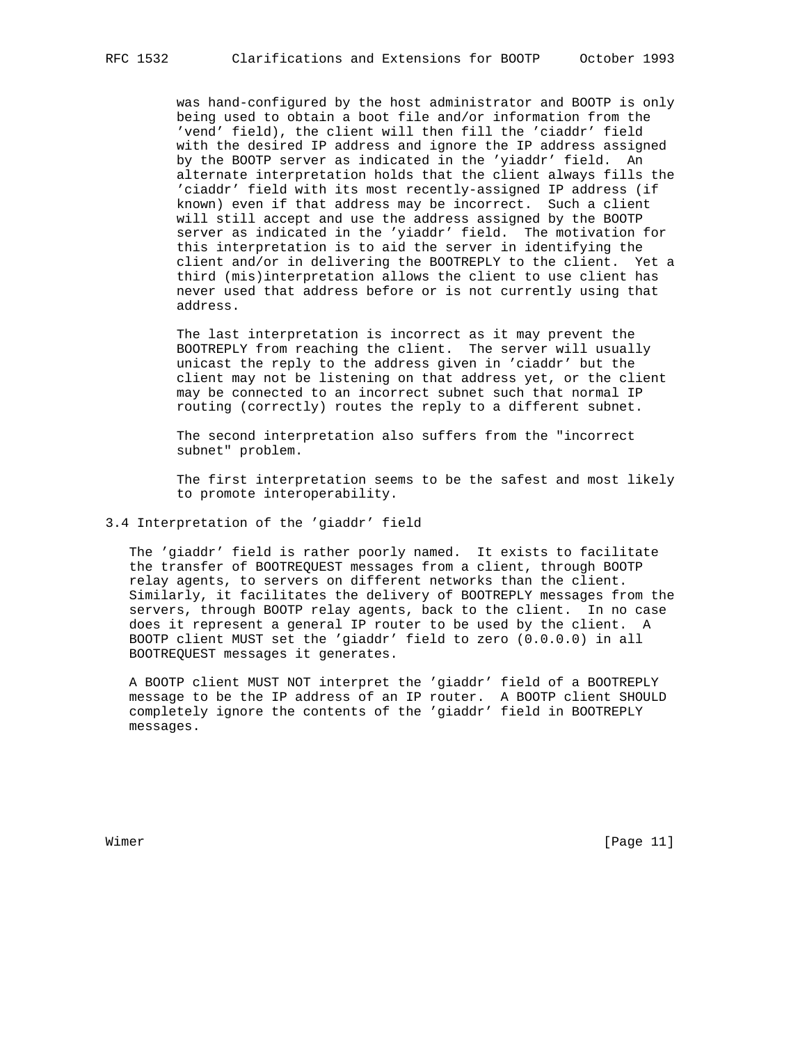was hand-configured by the host administrator and BOOTP is only being used to obtain a boot file and/or information from the 'vend' field), the client will then fill the 'ciaddr' field with the desired IP address and ignore the IP address assigned by the BOOTP server as indicated in the 'yiaddr' field. An alternate interpretation holds that the client always fills the 'ciaddr' field with its most recently-assigned IP address (if known) even if that address may be incorrect. Such a client will still accept and use the address assigned by the BOOTP server as indicated in the 'yiaddr' field. The motivation for this interpretation is to aid the server in identifying the client and/or in delivering the BOOTREPLY to the client. Yet a third (mis)interpretation allows the client to use client has never used that address before or is not currently using that address.

The last interpretation is incorrect as it may prevent the BOOTREPLY from reaching the client. The server will usually unicast the reply to the address given in 'ciaddr' but the client may not be listening on that address yet, or the client may be connected to an incorrect subnet such that normal IP routing (correctly) routes the reply to a different subnet.

The second interpretation also suffers from the "incorrect subnet" problem.

The first interpretation seems to be the safest and most likely to promote interoperability.

### 3.4 Interpretation of the 'giaddr' field

The 'giaddr' field is rather poorly named. It exists to facilitate the transfer of BOOTREQUEST messages from a client, through BOOTP relay agents, to servers on different networks than the client. Similarly, it facilitates the delivery of BOOTREPLY messages from the servers, through BOOTP relay agents, back to the client. In no case does it represent a general IP router to be used by the client. A BOOTP client MUST set the 'giaddr' field to zero (0.0.0.0) in all BOOTREQUEST messages it generates.

A BOOTP client MUST NOT interpret the 'giaddr' field of a BOOTREPLY message to be the IP address of an IP router. A BOOTP client SHOULD completely ignore the contents of the 'giaddr' field in BOOTREPLY messages.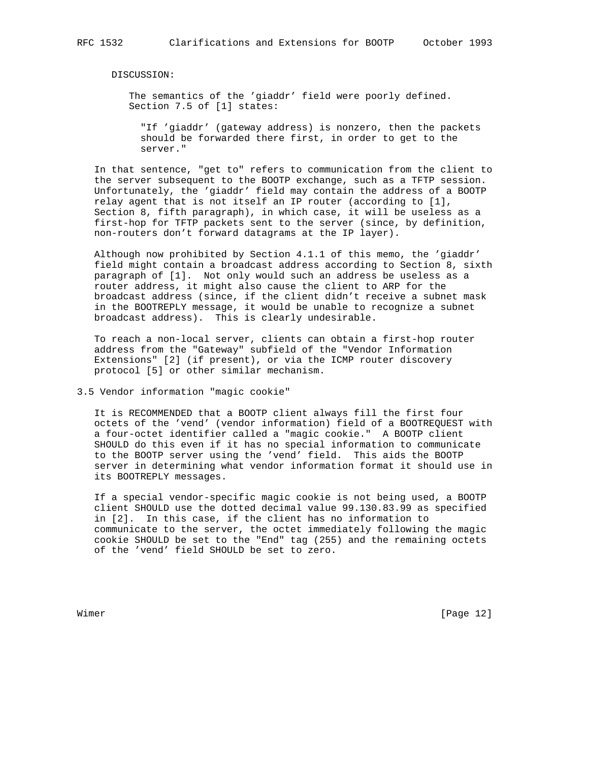DISCUSSION:

The semantics of the 'giaddr' field were poorly defined. Section 7.5 of [1] states:

> "If 'giaddr' (gateway address) is nonzero, then the packets should be forwarded there first, in order to get to the server."

In that sentence, "get to" refers to communication from the client to the server subsequent to the BOOTP exchange, such as a TFTP session. Unfortunately, the 'giaddr' field may contain the address of a BOOTP relay agent that is not itself an IP router (according to [1], Section 8, fifth paragraph), in which case, it will be useless as a first-hop for TFTP packets sent to the server (since, by definition, non-routers don't forward datagrams at the IP layer).

Although now prohibited by Section 4.1.1 of this memo, the 'giaddr' field might contain a broadcast address according to Section 8, sixth paragraph of [1]. Not only would such an address be useless as a router address, it might also cause the client to ARP for the broadcast address (since, if the client didn't receive a subnet mask in the BOOTREPLY message, it would be unable to recognize a subnet broadcast address). This is clearly undesirable.

To reach a non-local server, clients can obtain a first-hop router address from the "Gateway" subfield of the "Vendor Information Extensions" [2] (if present), or via the ICMP router discovery protocol [5] or other similar mechanism.

## 3.5 Vendor information "magic cookie"

It is RECOMMENDED that a BOOTP client always fill the first four octets of the 'vend' (vendor information) field of a BOOTREQUEST with a four-octet identifier called a "magic cookie." A BOOTP client SHOULD do this even if it has no special information to communicate to the BOOTP server using the 'vend' field. This aids the BOOTP server in determining what vendor information format it should use in its BOOTREPLY messages.

If a special vendor-specific magic cookie is not being used, a BOOTP client SHOULD use the dotted decimal value 99.130.83.99 as specified in [2]. In this case, if the client has no information to communicate to the server, the octet immediately following the magic cookie SHOULD be set to the "End" tag (255) and the remaining octets of the 'vend' field SHOULD be set to zero.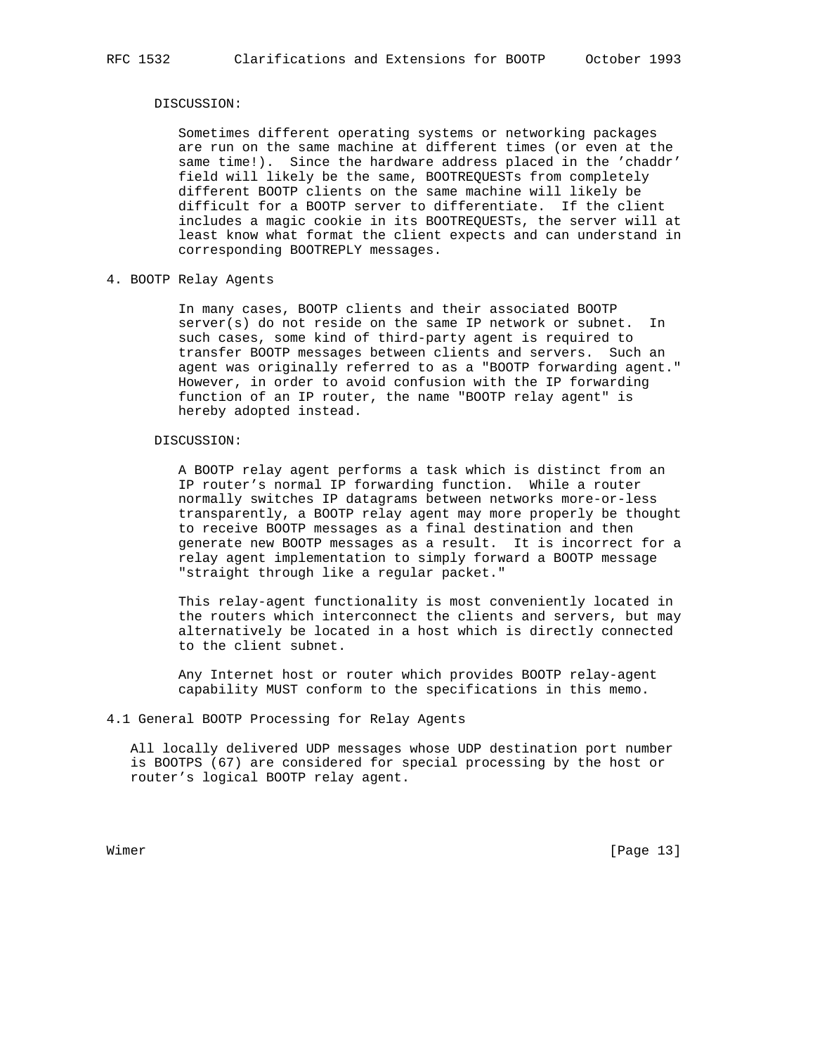DISCUSSION:

Sometimes different operating systems or networking packages are run on the same machine at different times (or even at the same time!). Since the hardware address placed in the 'chaddr' field will likely be the same, BOOTREQUESTs from completely different BOOTP clients on the same machine will likely be difficult for a BOOTP server to differentiate. If the client includes a magic cookie in its BOOTREQUESTs, the server will at least know what format the client expects and can understand in corresponding BOOTREPLY messages.

## 4. BOOTP Relay Agents

In many cases, BOOTP clients and their associated BOOTP server(s) do not reside on the same IP network or subnet. In such cases, some kind of third-party agent is required to transfer BOOTP messages between clients and servers. Such an agent was originally referred to as a "BOOTP forwarding agent." However, in order to avoid confusion with the IP forwarding function of an IP router, the name "BOOTP relay agent" is hereby adopted instead.

DISCUSSION:

A BOOTP relay agent performs a task which is distinct from an IP router's normal IP forwarding function. While a router normally switches IP datagrams between networks more-or-less transparently, a BOOTP relay agent may more properly be thought to receive BOOTP messages as a final destination and then generate new BOOTP messages as a result. It is incorrect for a relay agent implementation to simply forward a BOOTP message "straight through like a regular packet."

This relay-agent functionality is most conveniently located in the routers which interconnect the clients and servers, but may alternatively be located in a host which is directly connected to the client subnet.

Any Internet host or router which provides BOOTP relay-agent capability MUST conform to the specifications in this memo.

### 4.1 General BOOTP Processing for Relay Agents

All locally delivered UDP messages whose UDP destination port number is BOOTPS (67) are considered for special processing by the host or router's logical BOOTP relay agent.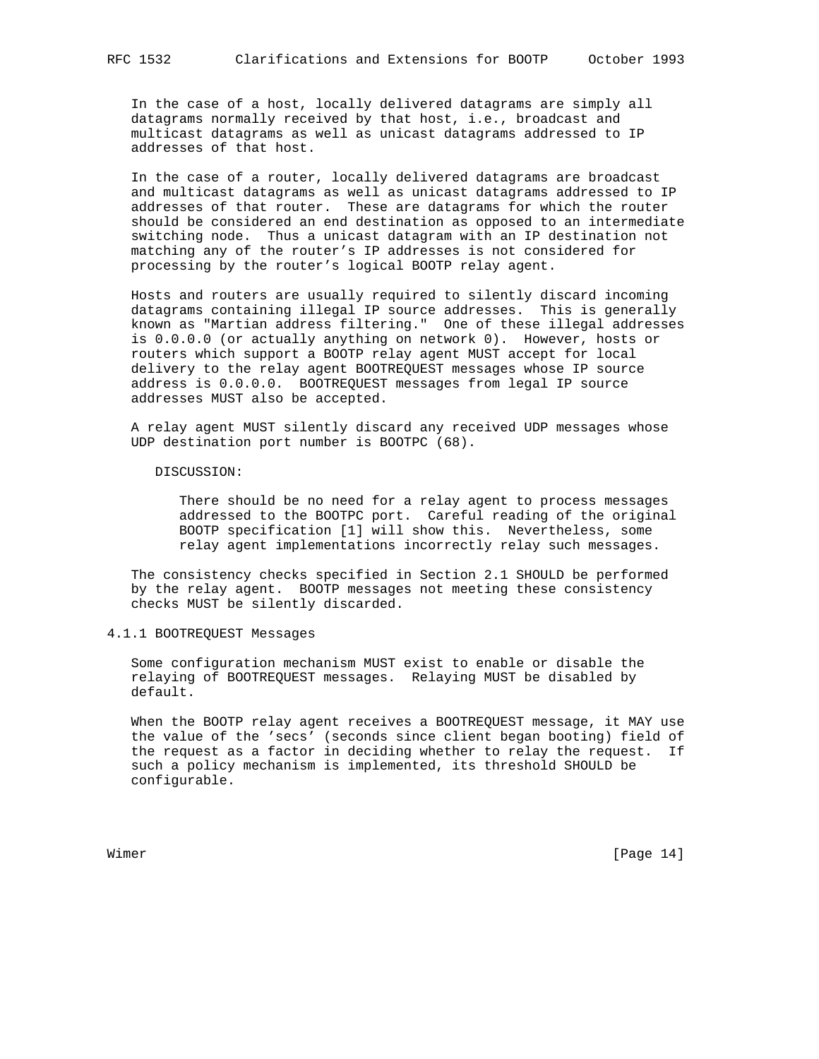In the case of a host, locally delivered datagrams are simply all datagrams normally received by that host, i.e., broadcast and multicast datagrams as well as unicast datagrams addressed to IP addresses of that host.

In the case of a router, locally delivered datagrams are broadcast and multicast datagrams as well as unicast datagrams addressed to IP addresses of that router. These are datagrams for which the router should be considered an end destination as opposed to an intermediate switching node. Thus a unicast datagram with an IP destination not matching any of the router's IP addresses is not considered for processing by the router's logical BOOTP relay agent.

Hosts and routers are usually required to silently discard incoming datagrams containing illegal IP source addresses. This is generally known as "Martian address filtering." One of these illegal addresses is 0.0.0.0 (or actually anything on network 0). However, hosts or routers which support a BOOTP relay agent MUST accept for local delivery to the relay agent BOOTREQUEST messages whose IP source address is 0.0.0.0. BOOTREQUEST messages from legal IP source addresses MUST also be accepted.

A relay agent MUST silently discard any received UDP messages whose UDP destination port number is BOOTPC (68).

DISCUSSION:

> There should be no need for a relay agent to process messages addressed to the BOOTPC port. Careful reading of the original BOOTP specification [1] will show this. Nevertheless, some relay agent implementations incorrectly relay such messages.

The consistency checks specified in Section 2.1 SHOULD be performed by the relay agent. BOOTP messages not meeting these consistency checks MUST be silently discarded.

### 4.1.1 BOOTREQUEST Messages

Some configuration mechanism MUST exist to enable or disable the relaying of BOOTREQUEST messages. Relaying MUST be disabled by default.

When the BOOTP relay agent receives a BOOTREQUEST message, it MAY use the value of the 'secs' (seconds since client began booting) field of the request as a factor in deciding whether to relay the request. If such a policy mechanism is implemented, its threshold SHOULD be configurable.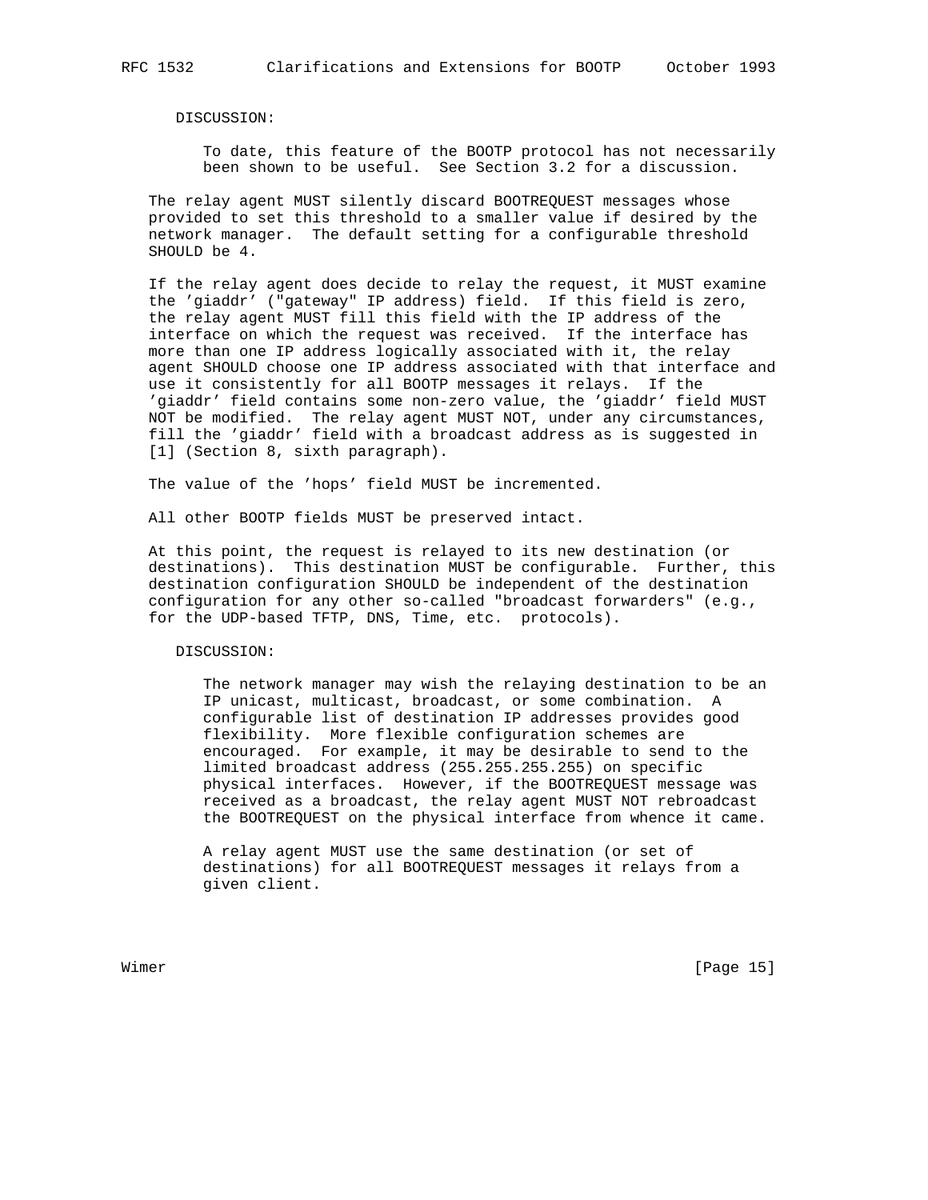DISCUSSION:

To date, this feature of the BOOTP protocol has not necessarily been shown to be useful. See Section 3.2 for a discussion.

The relay agent MUST silently discard BOOTREQUEST messages whose provided to set this threshold to a smaller value if desired by the network manager. The default setting for a configurable threshold SHOULD be 4.

If the relay agent does decide to relay the request, it MUST examine the 'giaddr' ("gateway" IP address) field. If this field is zero, the relay agent MUST fill this field with the IP address of the interface on which the request was received. If the interface has more than one IP address logically associated with it, the relay agent SHOULD choose one IP address associated with that interface and use it consistently for all BOOTP messages it relays. If the 'giaddr' field contains some non-zero value, the 'giaddr' field MUST NOT be modified. The relay agent MUST NOT, under any circumstances, fill the 'giaddr' field with a broadcast address as is suggested in [1] (Section 8, sixth paragraph).

The value of the 'hops' field MUST be incremented.

All other BOOTP fields MUST be preserved intact.

At this point, the request is relayed to its new destination (or destinations). This destination MUST be configurable. Further, this destination configuration SHOULD be independent of the destination configuration for any other so-called "broadcast forwarders" (e.g., for the UDP-based TFTP, DNS, Time, etc. protocols).

DISCUSSION:

The network manager may wish the relaying destination to be an IP unicast, multicast, broadcast, or some combination. A configurable list of destination IP addresses provides good flexibility. More flexible configuration schemes are encouraged. For example, it may be desirable to send to the limited broadcast address (255.255.255.255) on specific physical interfaces. However, if the BOOTREQUEST message was received as a broadcast, the relay agent MUST NOT rebroadcast the BOOTREQUEST on the physical interface from whence it came.

A relay agent MUST use the same destination (or set of destinations) for all BOOTREQUEST messages it relays from a given client.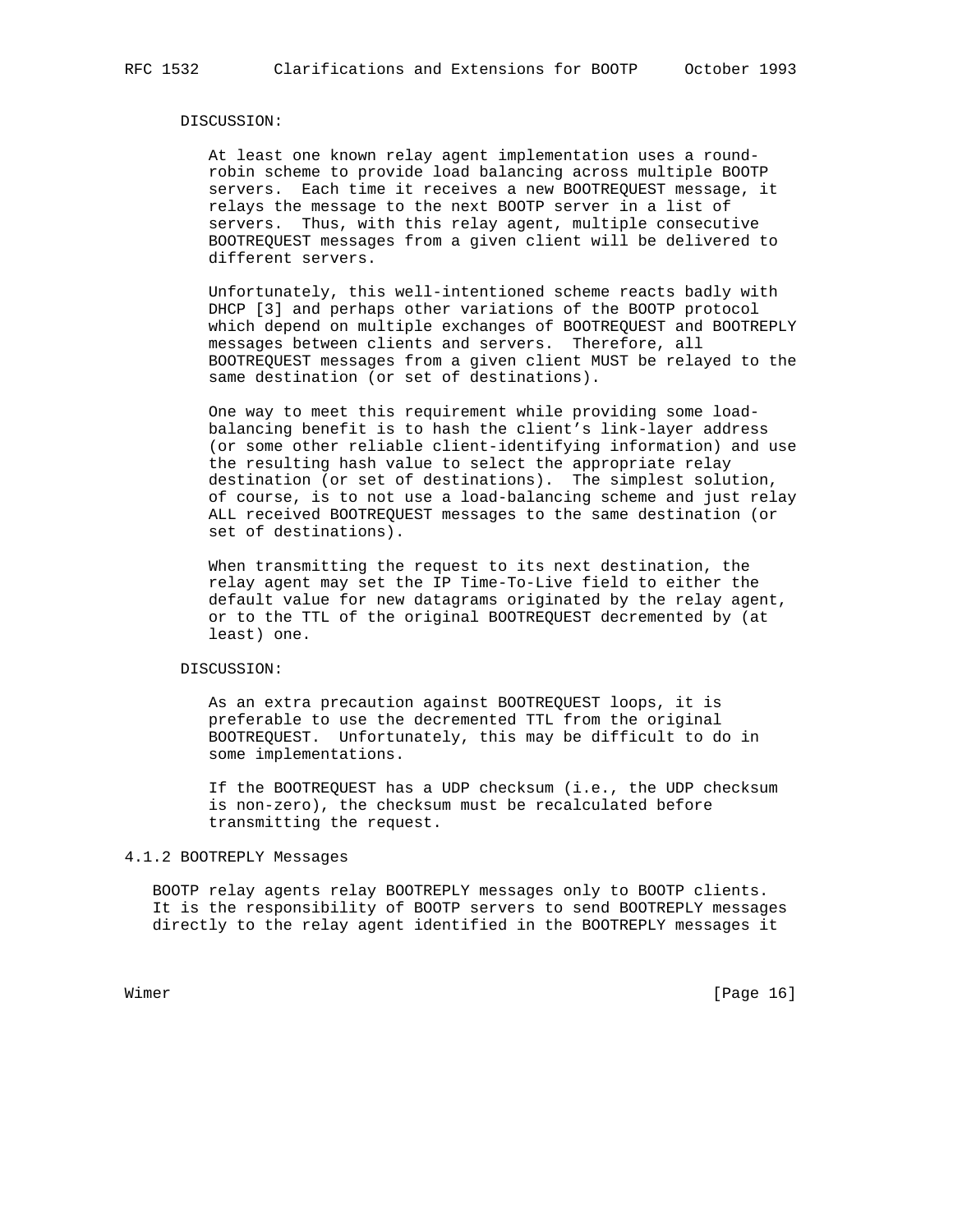DISCUSSION:

At least one known relay agent implementation uses a round-robin scheme to provide load balancing across multiple BOOTP servers. Each time it receives a new BOOTREQUEST message, it relays the message to the next BOOTP server in a list of servers. Thus, with this relay agent, multiple consecutive BOOTREQUEST messages from a given client will be delivered to different servers.

Unfortunately, this well-intentioned scheme reacts badly with DHCP [3] and perhaps other variations of the BOOTP protocol which depend on multiple exchanges of BOOTREQUEST and BOOTREPLY messages between clients and servers. Therefore, all BOOTREQUEST messages from a given client MUST be relayed to the same destination (or set of destinations).

One way to meet this requirement while providing some load-balancing benefit is to hash the client's link-layer address (or some other reliable client-identifying information) and use the resulting hash value to select the appropriate relay destination (or set of destinations). The simplest solution, of course, is to not use a load-balancing scheme and just relay ALL received BOOTREQUEST messages to the same destination (or set of destinations).

When transmitting the request to its next destination, the relay agent may set the IP Time-To-Live field to either the default value for new datagrams originated by the relay agent, or to the TTL of the original BOOTREQUEST decremented by (at least) one.

DISCUSSION:

As an extra precaution against BOOTREQUEST loops, it is preferable to use the decremented TTL from the original BOOTREQUEST. Unfortunately, this may be difficult to do in some implementations.

If the BOOTREQUEST has a UDP checksum (i.e., the UDP checksum is non-zero), the checksum must be recalculated before transmitting the request.

### 4.1.2 BOOTREPLY Messages

BOOTP relay agents relay BOOTREPLY messages only to BOOTP clients. It is the responsibility of BOOTP servers to send BOOTREPLY messages directly to the relay agent identified in the BOOTREPLY messages it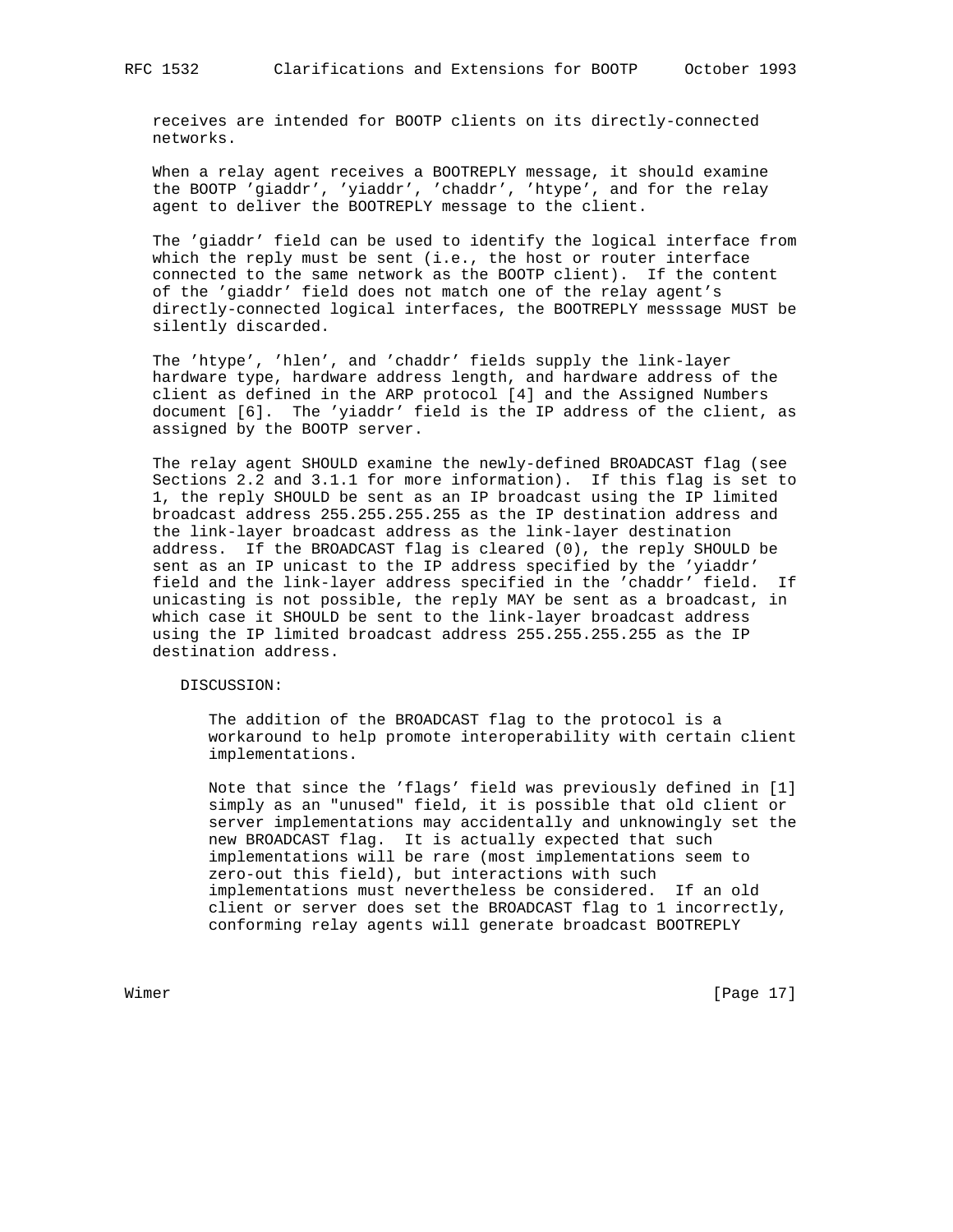receives are intended for BOOTP clients on its directly-connected networks.

When a relay agent receives a BOOTREPLY message, it should examine the BOOTP 'giaddr', 'yiaddr', 'chaddr', 'htype', and for the relay agent to deliver the BOOTREPLY message to the client.

The 'giaddr' field can be used to identify the logical interface from which the reply must be sent (i.e., the host or router interface connected to the same network as the BOOTP client). If the content of the 'giaddr' field does not match one of the relay agent's directly-connected logical interfaces, the BOOTREPLY messsage MUST be silently discarded.

The 'htype', 'hlen', and 'chaddr' fields supply the link-layer hardware type, hardware address length, and hardware address of the client as defined in the ARP protocol [4] and the Assigned Numbers document [6]. The 'yiaddr' field is the IP address of the client, as assigned by the BOOTP server.

The relay agent SHOULD examine the newly-defined BROADCAST flag (see Sections 2.2 and 3.1.1 for more information). If this flag is set to 1, the reply SHOULD be sent as an IP broadcast using the IP limited broadcast address 255.255.255.255 as the IP destination address and the link-layer broadcast address as the link-layer destination address. If the BROADCAST flag is cleared (0), the reply SHOULD be sent as an IP unicast to the IP address specified by the 'yiaddr' field and the link-layer address specified in the 'chaddr' field. If unicasting is not possible, the reply MAY be sent as a broadcast, in which case it SHOULD be sent to the link-layer broadcast address using the IP limited broadcast address 255.255.255.255 as the IP destination address.

DISCUSSION:

The addition of the BROADCAST flag to the protocol is a workaround to help promote interoperability with certain client implementations.

Note that since the 'flags' field was previously defined in [1] simply as an "unused" field, it is possible that old client or server implementations may accidentally and unknowingly set the new BROADCAST flag. It is actually expected that such implementations will be rare (most implementations seem to zero-out this field), but interactions with such implementations must nevertheless be considered. If an old client or server does set the BROADCAST flag to 1 incorrectly, conforming relay agents will generate broadcast BOOTREPLY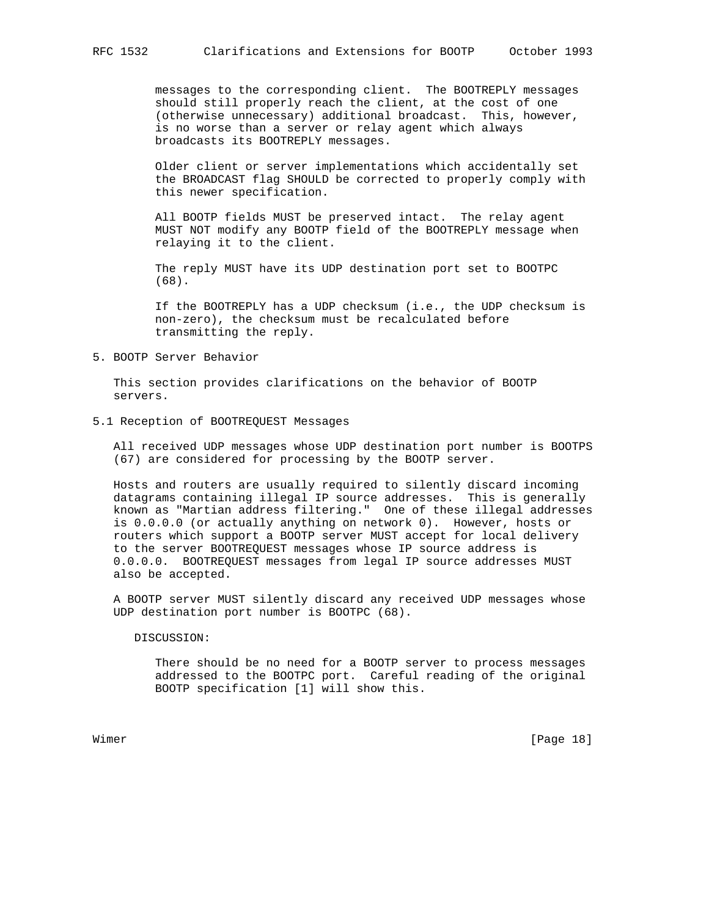messages to the corresponding client. The BOOTREPLY messages should still properly reach the client, at the cost of one (otherwise unnecessary) additional broadcast. This, however, is no worse than a server or relay agent which always broadcasts its BOOTREPLY messages.

Older client or server implementations which accidentally set the BROADCAST flag SHOULD be corrected to properly comply with this newer specification.

All BOOTP fields MUST be preserved intact. The relay agent MUST NOT modify any BOOTP field of the BOOTREPLY message when relaying it to the client.

The reply MUST have its UDP destination port set to BOOTPC (68).

If the BOOTREPLY has a UDP checksum (i.e., the UDP checksum is non-zero), the checksum must be recalculated before transmitting the reply.

## 5. BOOTP Server Behavior

This section provides clarifications on the behavior of BOOTP servers.

### 5.1 Reception of BOOTREQUEST Messages

All received UDP messages whose UDP destination port number is BOOTPS (67) are considered for processing by the BOOTP server.

Hosts and routers are usually required to silently discard incoming datagrams containing illegal IP source addresses. This is generally known as "Martian address filtering." One of these illegal addresses is 0.0.0.0 (or actually anything on network 0). However, hosts or routers which support a BOOTP server MUST accept for local delivery to the server BOOTREQUEST messages whose IP source address is 0.0.0.0. BOOTREQUEST messages from legal IP source addresses MUST also be accepted.

A BOOTP server MUST silently discard any received UDP messages whose UDP destination port number is BOOTPC (68).

DISCUSSION:

There should be no need for a BOOTP server to process messages addressed to the BOOTPC port. Careful reading of the original BOOTP specification [1] will show this.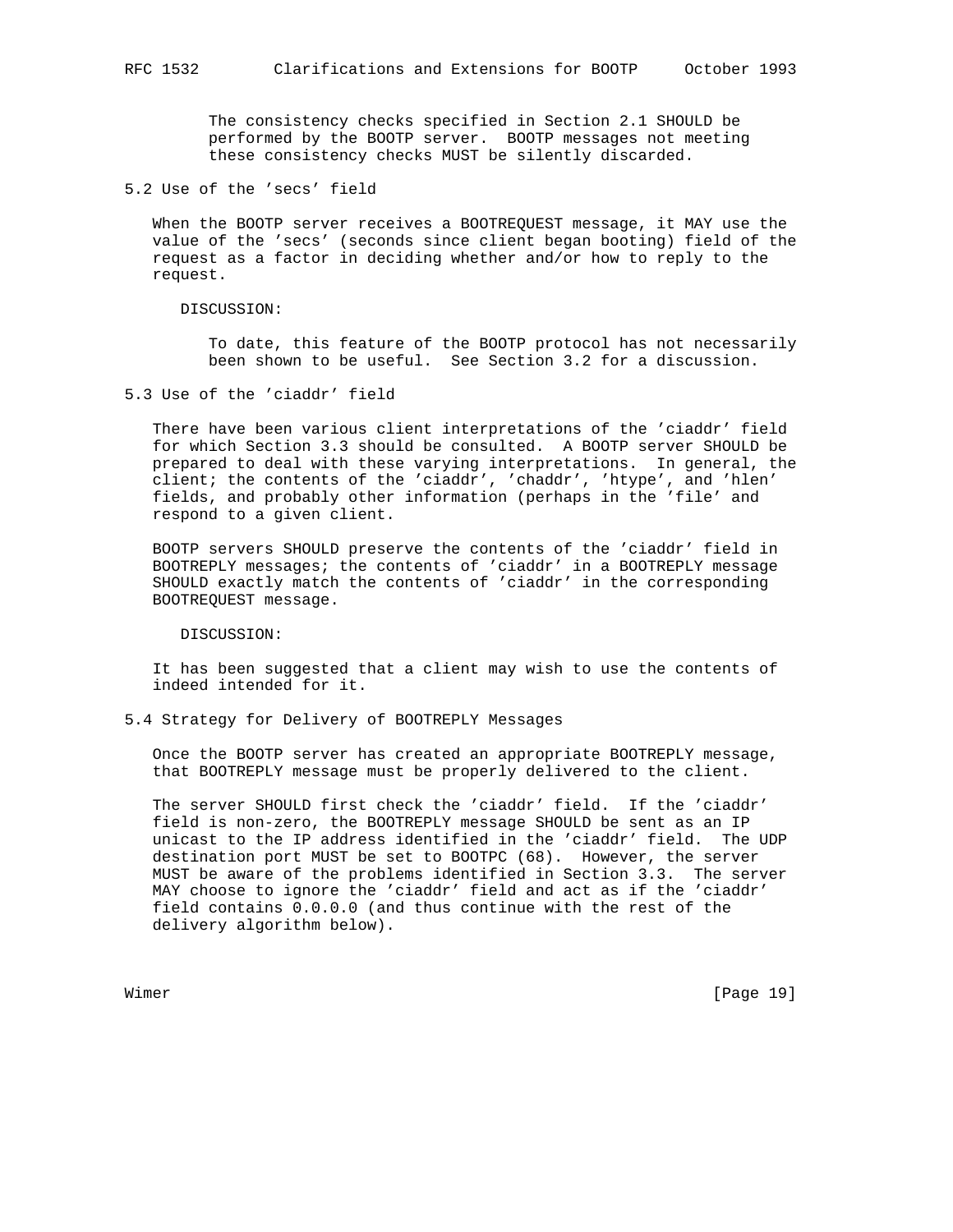The consistency checks specified in Section 2.1 SHOULD be performed by the BOOTP server. BOOTP messages not meeting these consistency checks MUST be silently discarded.

## 5.2 Use of the 'secs' field

When the BOOTP server receives a BOOTREQUEST message, it MAY use the value of the 'secs' (seconds since client began booting) field of the request as a factor in deciding whether and/or how to reply to the request.

DISCUSSION:

To date, this feature of the BOOTP protocol has not necessarily been shown to be useful. See Section 3.2 for a discussion.

## 5.3 Use of the 'ciaddr' field

There have been various client interpretations of the 'ciaddr' field for which Section 3.3 should be consulted. A BOOTP server SHOULD be prepared to deal with these varying interpretations. In general, the client; the contents of the 'ciaddr', 'chaddr', 'htype', and 'hlen' fields, and probably other information (perhaps in the 'file' and respond to a given client.

BOOTP servers SHOULD preserve the contents of the 'ciaddr' field in BOOTREPLY messages; the contents of 'ciaddr' in a BOOTREPLY message SHOULD exactly match the contents of 'ciaddr' in the corresponding BOOTREQUEST message.

DISCUSSION:

It has been suggested that a client may wish to use the contents of indeed intended for it.

## 5.4 Strategy for Delivery of BOOTREPLY Messages

Once the BOOTP server has created an appropriate BOOTREPLY message, that BOOTREPLY message must be properly delivered to the client.

The server SHOULD first check the 'ciaddr' field. If the 'ciaddr' field is non-zero, the BOOTREPLY message SHOULD be sent as an IP unicast to the IP address identified in the 'ciaddr' field. The UDP destination port MUST be set to BOOTPC (68). However, the server MUST be aware of the problems identified in Section 3.3. The server MAY choose to ignore the 'ciaddr' field and act as if the 'ciaddr' field contains 0.0.0.0 (and thus continue with the rest of the delivery algorithm below).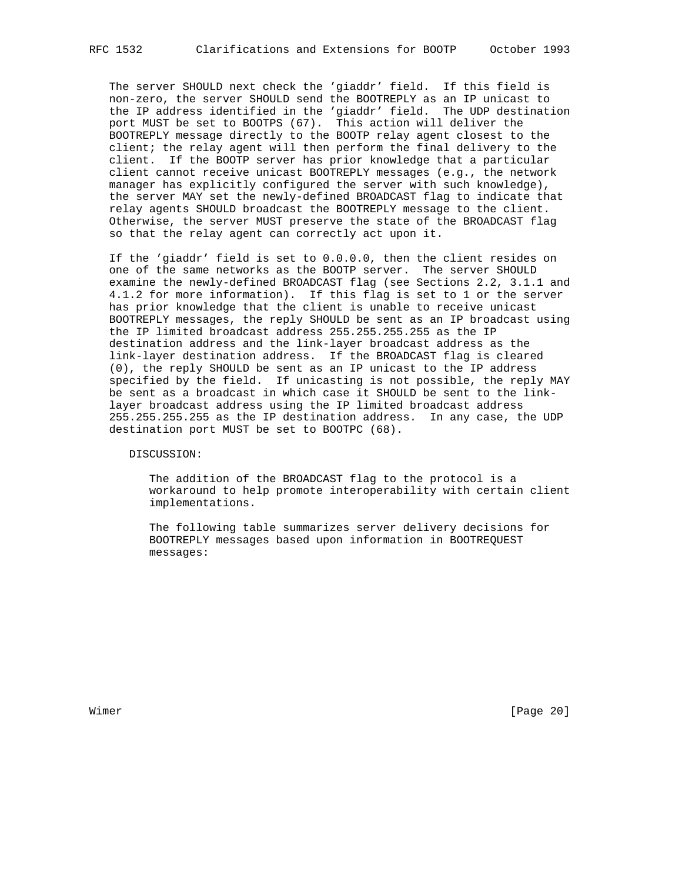The server SHOULD next check the 'giaddr' field. If this field is non-zero, the server SHOULD send the BOOTREPLY as an IP unicast to the IP address identified in the 'giaddr' field. The UDP destination port MUST be set to BOOTPS (67). This action will deliver the BOOTREPLY message directly to the BOOTP relay agent closest to the client; the relay agent will then perform the final delivery to the client. If the BOOTP server has prior knowledge that a particular client cannot receive unicast BOOTREPLY messages (e.g., the network manager has explicitly configured the server with such knowledge), the server MAY set the newly-defined BROADCAST flag to indicate that relay agents SHOULD broadcast the BOOTREPLY message to the client. Otherwise, the server MUST preserve the state of the BROADCAST flag so that the relay agent can correctly act upon it.

If the 'giaddr' field is set to 0.0.0.0, then the client resides on one of the same networks as the BOOTP server. The server SHOULD examine the newly-defined BROADCAST flag (see Sections 2.2, 3.1.1 and 4.1.2 for more information). If this flag is set to 1 or the server has prior knowledge that the client is unable to receive unicast BOOTREPLY messages, the reply SHOULD be sent as an IP broadcast using the IP limited broadcast address 255.255.255.255 as the IP destination address and the link-layer broadcast address as the link-layer destination address. If the BROADCAST flag is cleared (0), the reply SHOULD be sent as an IP unicast to the IP address specified by the field. If unicasting is not possible, the reply MAY be sent as a broadcast in which case it SHOULD be sent to the link-layer broadcast address using the IP limited broadcast address 255.255.255.255 as the IP destination address. In any case, the UDP destination port MUST be set to BOOTPC (68).

DISCUSSION:

The addition of the BROADCAST flag to the protocol is a workaround to help promote interoperability with certain client implementations.

The following table summarizes server delivery decisions for BOOTREPLY messages based upon information in BOOTREQUEST messages: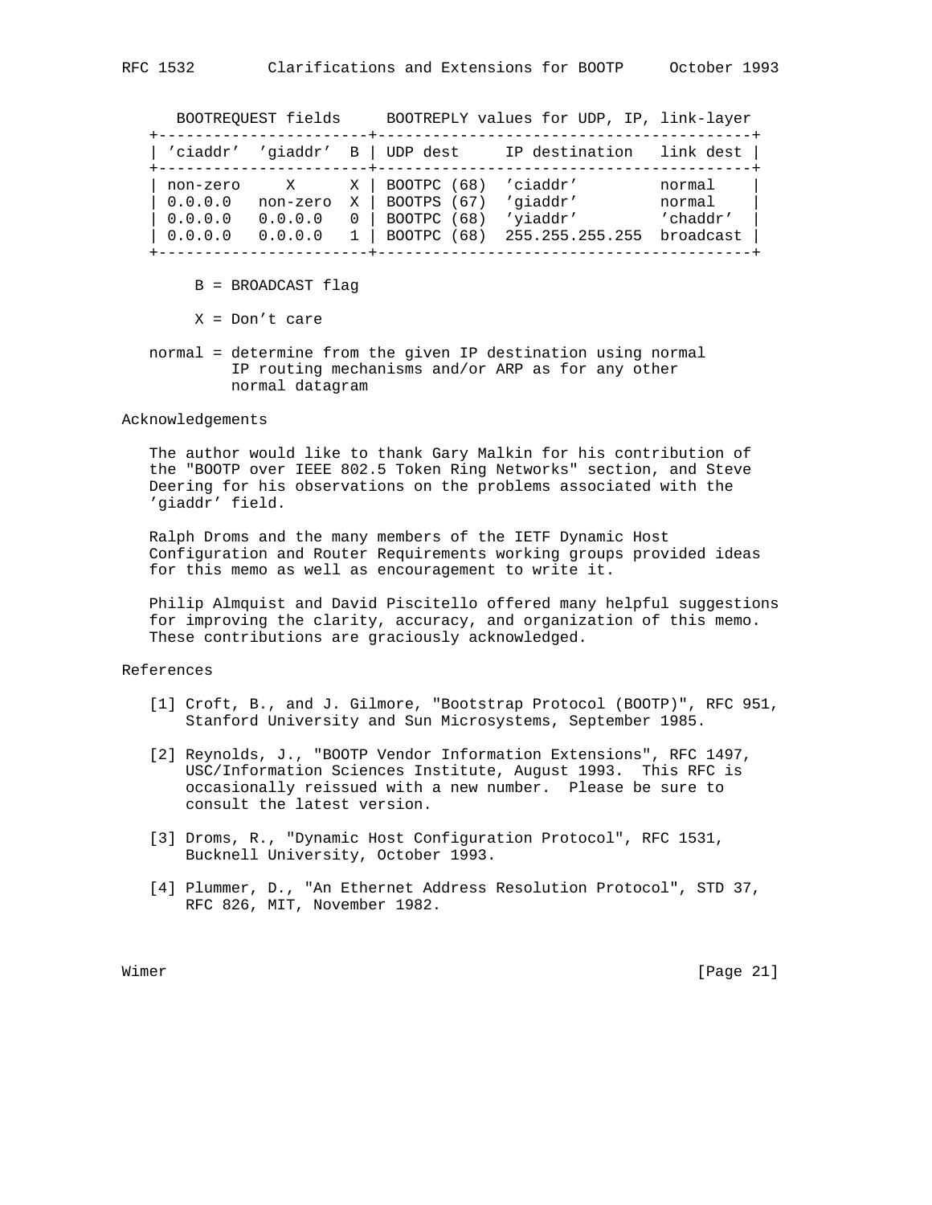| BOOTREQUEST fields | | | BOOTREPLY values for UDP, IP, link-layer | | |
|---|---|---|---|---|---|
| 'ciaddr' | 'giaddr' | B | UDP dest | IP destination | link dest |
| non-zero | X | X | BOOTPC (68) | 'ciaddr' | normal |
| 0.0.0.0 | non-zero | X | BOOTPS (67) | 'giaddr' | normal |
| 0.0.0.0 | 0.0.0.0 | 0 | BOOTPC (68) | 'yiaddr' | 'chaddr' |
| 0.0.0.0 | 0.0.0.0 | 1 | BOOTPC (68) | 255.255.255.255 | broadcast |

B = BROADCAST flag

X = Don't care

normal = determine from the given IP destination using normal IP routing mechanisms and/or ARP as for any other normal datagram

## Acknowledgements

The author would like to thank Gary Malkin for his contribution of the "BOOTP over IEEE 802.5 Token Ring Networks" section, and Steve Deering for his observations on the problems associated with the 'giaddr' field.

Ralph Droms and the many members of the IETF Dynamic Host Configuration and Router Requirements working groups provided ideas for this memo as well as encouragement to write it.

Philip Almquist and David Piscitello offered many helpful suggestions for improving the clarity, accuracy, and organization of this memo. These contributions are graciously acknowledged.

## References

[1] Croft, B., and J. Gilmore, "Bootstrap Protocol (BOOTP)", RFC 951, Stanford University and Sun Microsystems, September 1985.

[2] Reynolds, J., "BOOTP Vendor Information Extensions", RFC 1497, USC/Information Sciences Institute, August 1993. This RFC is occasionally reissued with a new number. Please be sure to consult the latest version.

[3] Droms, R., "Dynamic Host Configuration Protocol", RFC 1531, Bucknell University, October 1993.

[4] Plummer, D., "An Ethernet Address Resolution Protocol", STD 37, RFC 826, MIT, November 1982.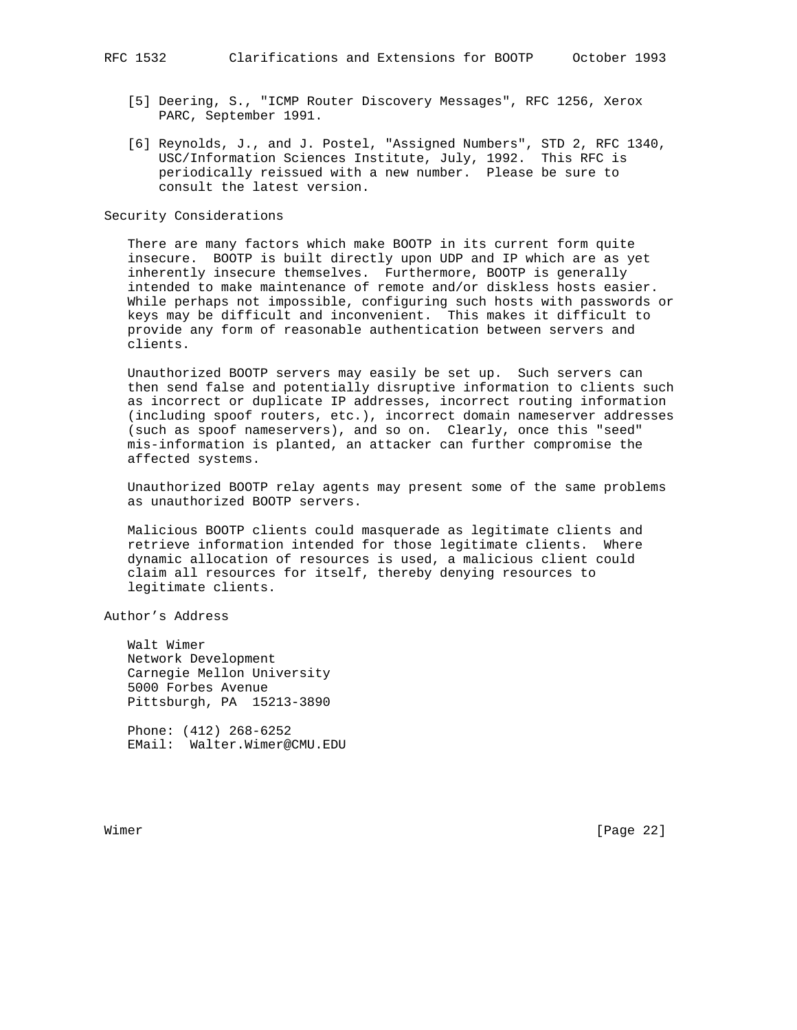[5] Deering, S., "ICMP Router Discovery Messages", RFC 1256, Xerox PARC, September 1991.

[6] Reynolds, J., and J. Postel, "Assigned Numbers", STD 2, RFC 1340, USC/Information Sciences Institute, July, 1992. This RFC is periodically reissued with a new number. Please be sure to consult the latest version.

## Security Considerations

There are many factors which make BOOTP in its current form quite insecure. BOOTP is built directly upon UDP and IP which are as yet inherently insecure themselves. Furthermore, BOOTP is generally intended to make maintenance of remote and/or diskless hosts easier. While perhaps not impossible, configuring such hosts with passwords or keys may be difficult and inconvenient. This makes it difficult to provide any form of reasonable authentication between servers and clients.

Unauthorized BOOTP servers may easily be set up. Such servers can then send false and potentially disruptive information to clients such as incorrect or duplicate IP addresses, incorrect routing information (including spoof routers, etc.), incorrect domain nameserver addresses (such as spoof nameservers), and so on. Clearly, once this "seed" mis-information is planted, an attacker can further compromise the affected systems.

Unauthorized BOOTP relay agents may present some of the same problems as unauthorized BOOTP servers.

Malicious BOOTP clients could masquerade as legitimate clients and retrieve information intended for those legitimate clients. Where dynamic allocation of resources is used, a malicious client could claim all resources for itself, thereby denying resources to legitimate clients.

## Author's Address

Walt Wimer
Network Development
Carnegie Mellon University
5000 Forbes Avenue
Pittsburgh, PA 15213-3890

Phone: (412) 268-6252
EMail: Walter.Wimer@CMU.EDU